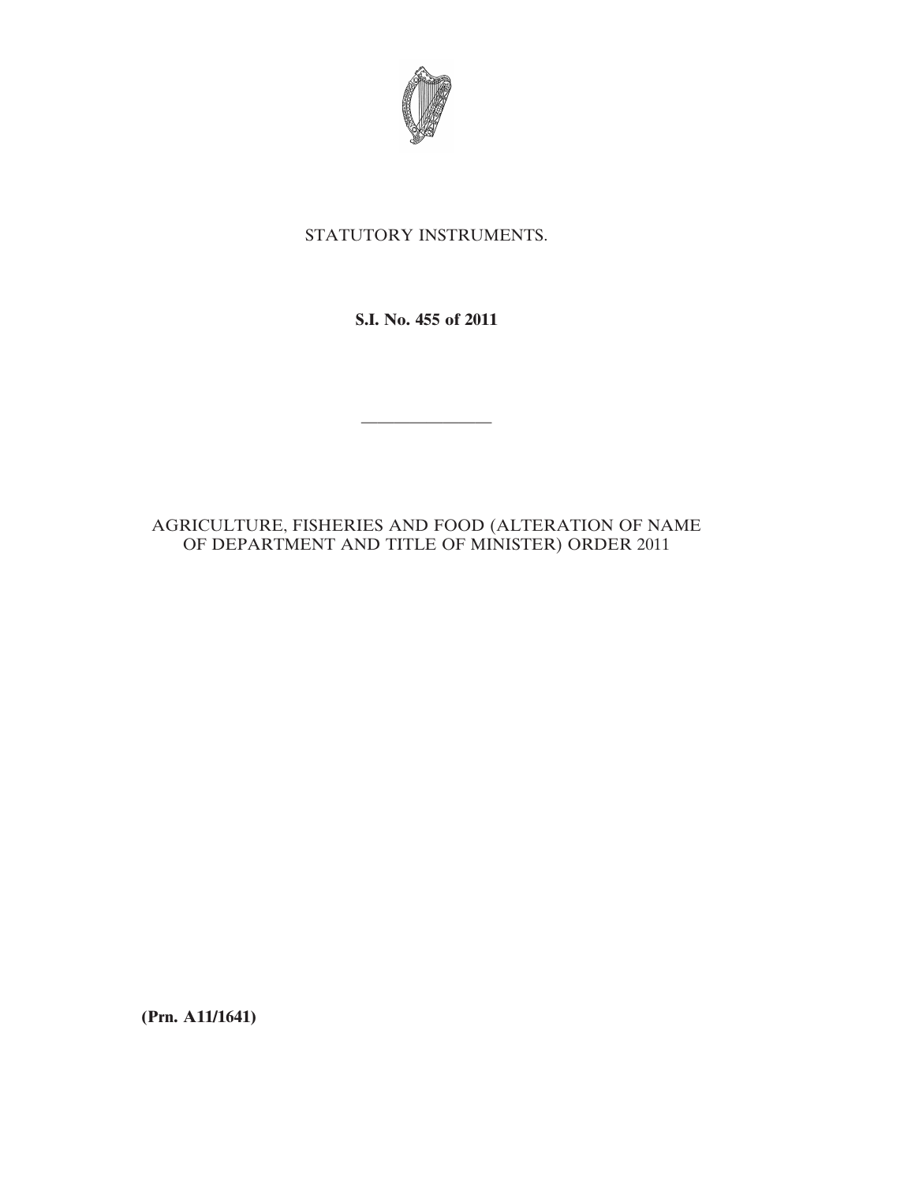STATUTORY INSTRUMENTS.

**S.I. No. 455 of 2011**

---

AGRICULTURE, FISHERIES AND FOOD (ALTERATION OF NAME OF DEPARTMENT AND TITLE OF MINISTER) ORDER 2011

**(Prn. A11/1641)**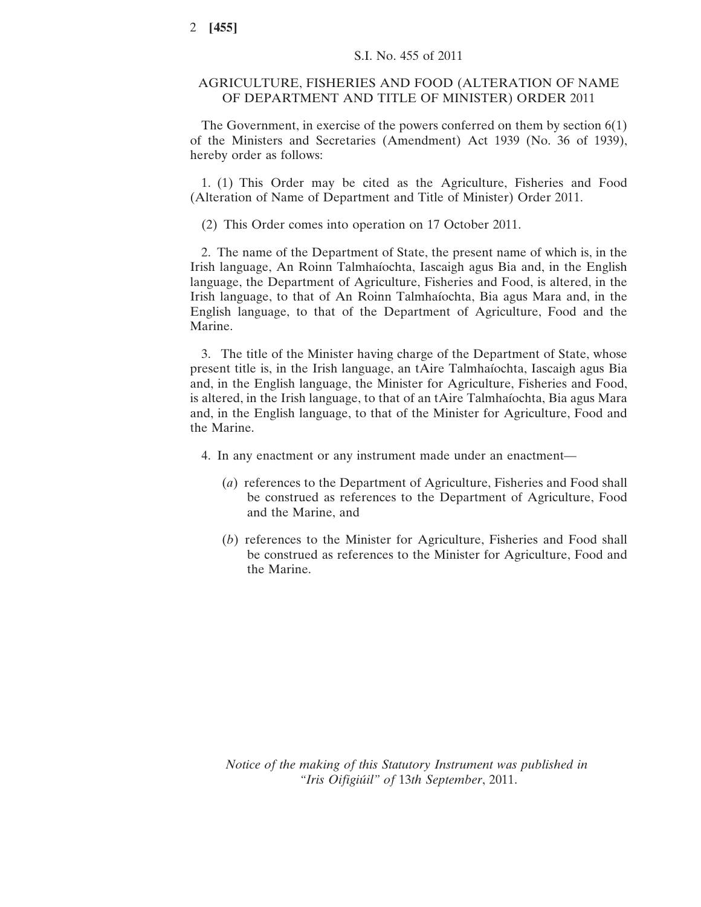S.I. No. 455 of 2011

# AGRICULTURE, FISHERIES AND FOOD (ALTERATION OF NAME OF DEPARTMENT AND TITLE OF MINISTER) ORDER 2011

The Government, in exercise of the powers conferred on them by section 6(1) of the Ministers and Secretaries (Amendment) Act 1939 (No. 36 of 1939), hereby order as follows:

1. (1) This Order may be cited as the Agriculture, Fisheries and Food (Alteration of Name of Department and Title of Minister) Order 2011.

(2) This Order comes into operation on 17 October 2011.

2. The name of the Department of State, the present name of which is, in the Irish language, An Roinn Talmhaíochta, Iascaigh agus Bia and, in the English language, the Department of Agriculture, Fisheries and Food, is altered, in the Irish language, to that of An Roinn Talmhaíochta, Bia agus Mara and, in the English language, to that of the Department of Agriculture, Food and the Marine.

3. The title of the Minister having charge of the Department of State, whose present title is, in the Irish language, an tAire Talmhaíochta, Iascaigh agus Bia and, in the English language, the Minister for Agriculture, Fisheries and Food, is altered, in the Irish language, to that of an tAire Talmhaíochta, Bia agus Mara and, in the English language, to that of the Minister for Agriculture, Food and the Marine.

4. In any enactment or any instrument made under an enactment—

(*a*) references to the Department of Agriculture, Fisheries and Food shall be construed as references to the Department of Agriculture, Food and the Marine, and

(*b*) references to the Minister for Agriculture, Fisheries and Food shall be construed as references to the Minister for Agriculture, Food and the Marine.

*Notice of the making of this Statutory Instrument was published in "Iris Oifigiúil" of* 13*th September*, 2011.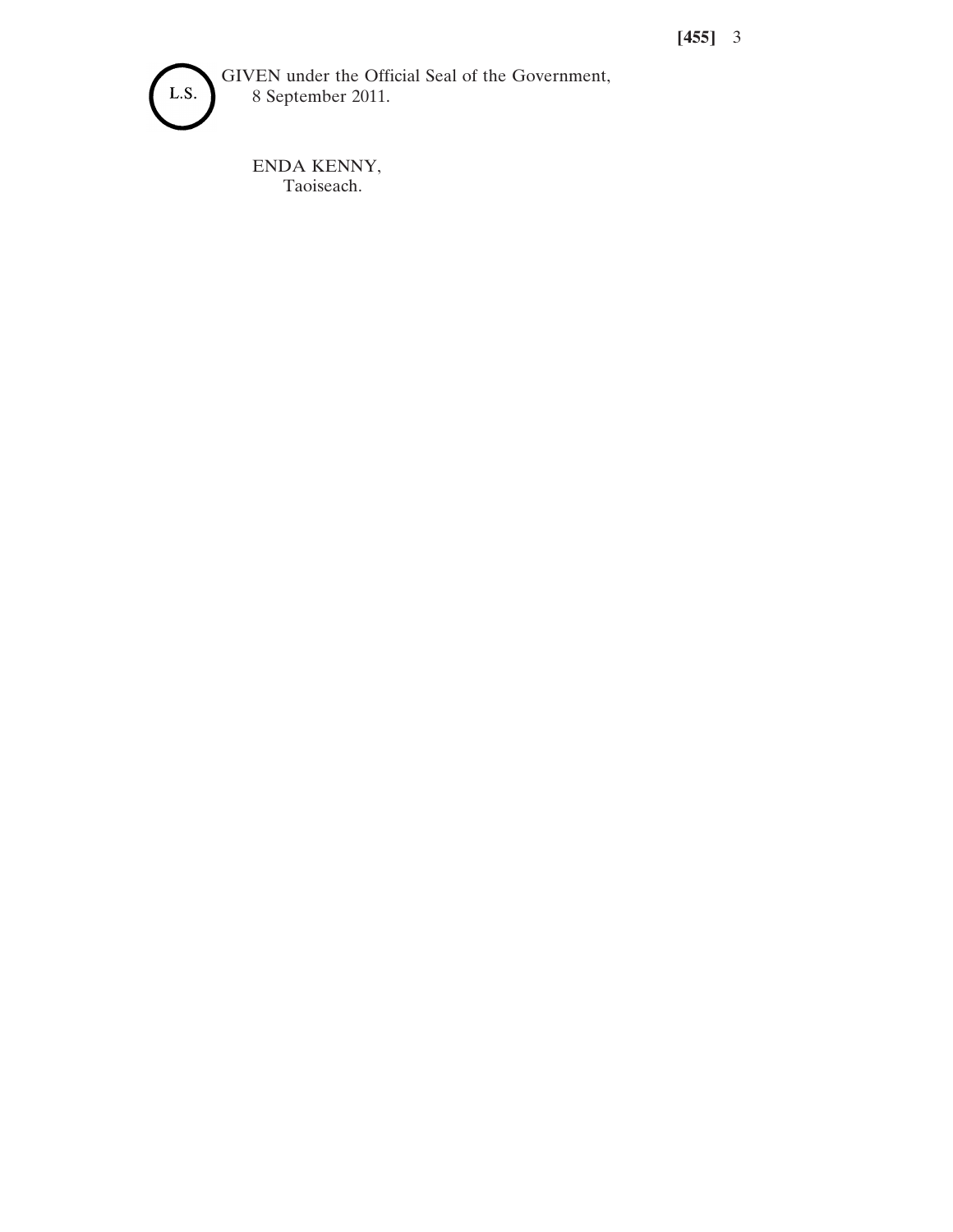L.S.

GIVEN under the Official Seal of the Government,
8 September 2011.

ENDA KENNY,
Taoiseach.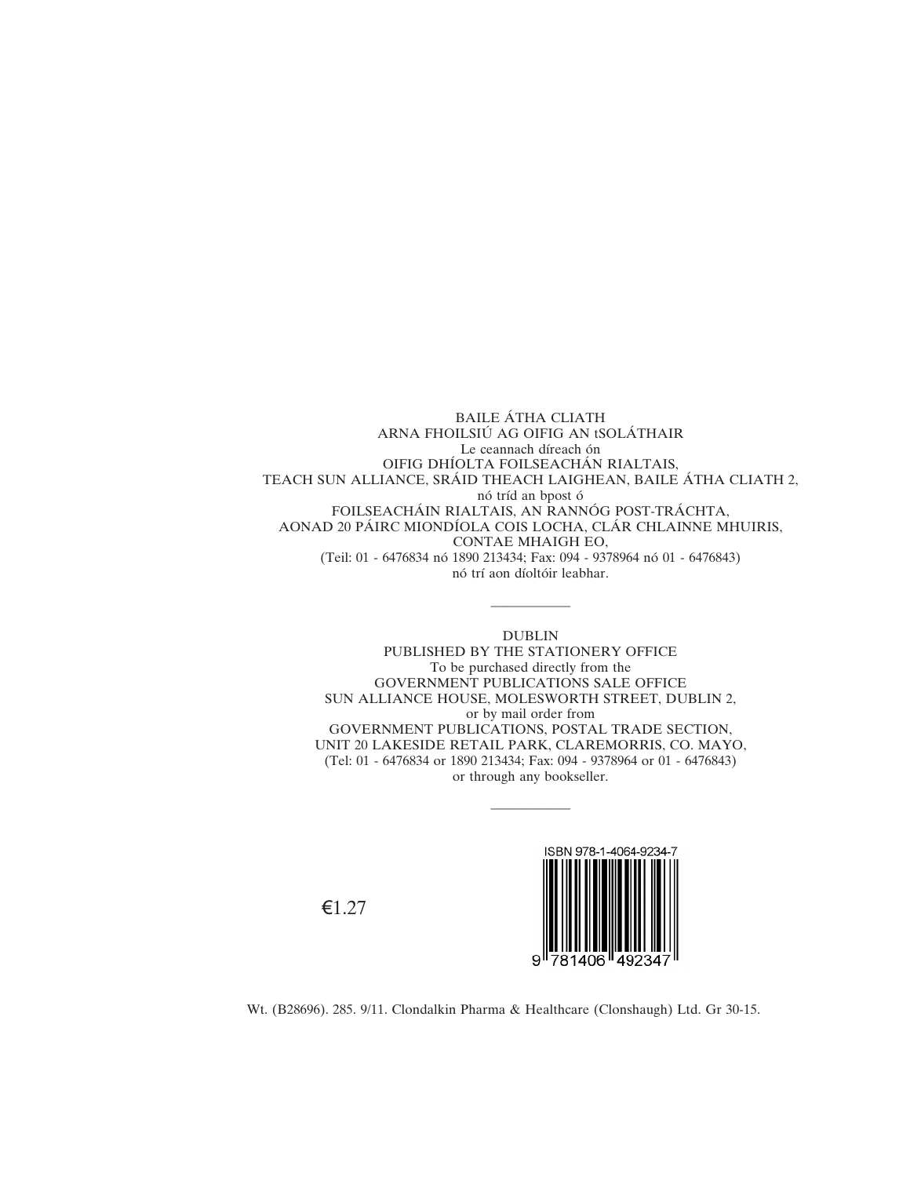BAILE ÁTHA CLIATH
ARNA FHOILSIÚ AG OIFIG AN tSOLÁTHAIR
Le ceannach díreach ón
OIFIG DHÍOLTA FOILSEACHÁN RIALTAIS,
TEACH SUN ALLIANCE, SRÁID THEACH LAIGHEAN, BAILE ÁTHA CLIATH 2,
nó tríd an bpost ó
FOILSEACHÁIN RIALTAIS, AN RANNÓG POST-TRÁCHTA,
AONAD 20 PÁIRC MIONDÍOLA COIS LOCHA, CLÁR CHLAINNE MHUIRIS,
CONTAE MHAIGH EO,
(Teil: 01 - 6476834 nó 1890 213434; Fax: 094 - 9378964 nó 01 - 6476843)
nó trí aon díoltóir leabhar.

---

DUBLIN
PUBLISHED BY THE STATIONERY OFFICE
To be purchased directly from the
GOVERNMENT PUBLICATIONS SALE OFFICE
SUN ALLIANCE HOUSE, MOLESWORTH STREET, DUBLIN 2,
or by mail order from
GOVERNMENT PUBLICATIONS, POSTAL TRADE SECTION,
UNIT 20 LAKESIDE RETAIL PARK, CLAREMORRIS, CO. MAYO,
(Tel: 01 - 6476834 or 1890 213434; Fax: 094 - 9378964 or 01 - 6476843)
or through any bookseller.

---

€1.27

ISBN 978-1-4064-9234-7

9 781406 492347

Wt. (B28696). 285. 9/11. Clondalkin Pharma & Healthcare (Clonshaugh) Ltd. Gr 30-15.